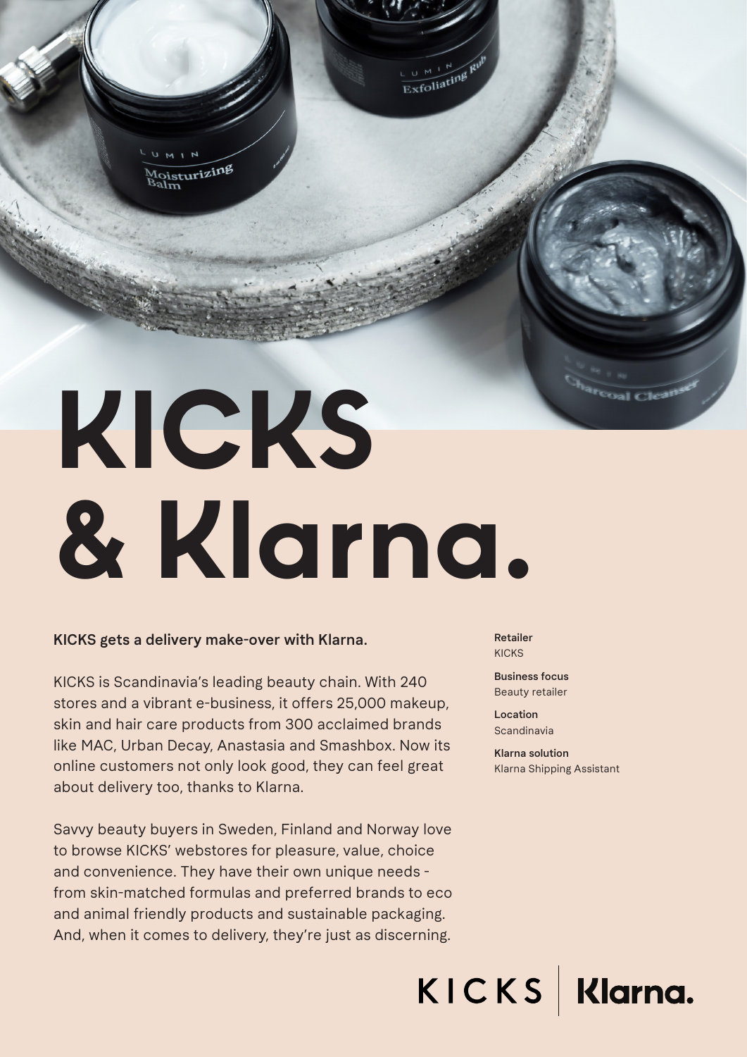# KICKS & Klarna.

**KICKS gets a delivery make-over with Klarna.**

KICKS is Scandinavia's leading beauty chain. With 240 stores and a vibrant e-business, it offers 25,000 makeup, skin and hair care products from 300 acclaimed brands like MAC, Urban Decay, Anastasia and Smashbox. Now its online customers not only look good, they can feel great about delivery too, thanks to Klarna.

Savvy beauty buyers in Sweden, Finland and Norway love to browse KICKS' webstores for pleasure, value, choice and convenience. They have their own unique needs - from skin-matched formulas and preferred brands to eco and animal friendly products and sustainable packaging. And, when it comes to delivery, they're just as discerning.

**Retailer**
KICKS

**Business focus**
Beauty retailer

**Location**
Scandinavia

**Klarna solution**
Klarna Shipping Assistant

KICKS | Klarna.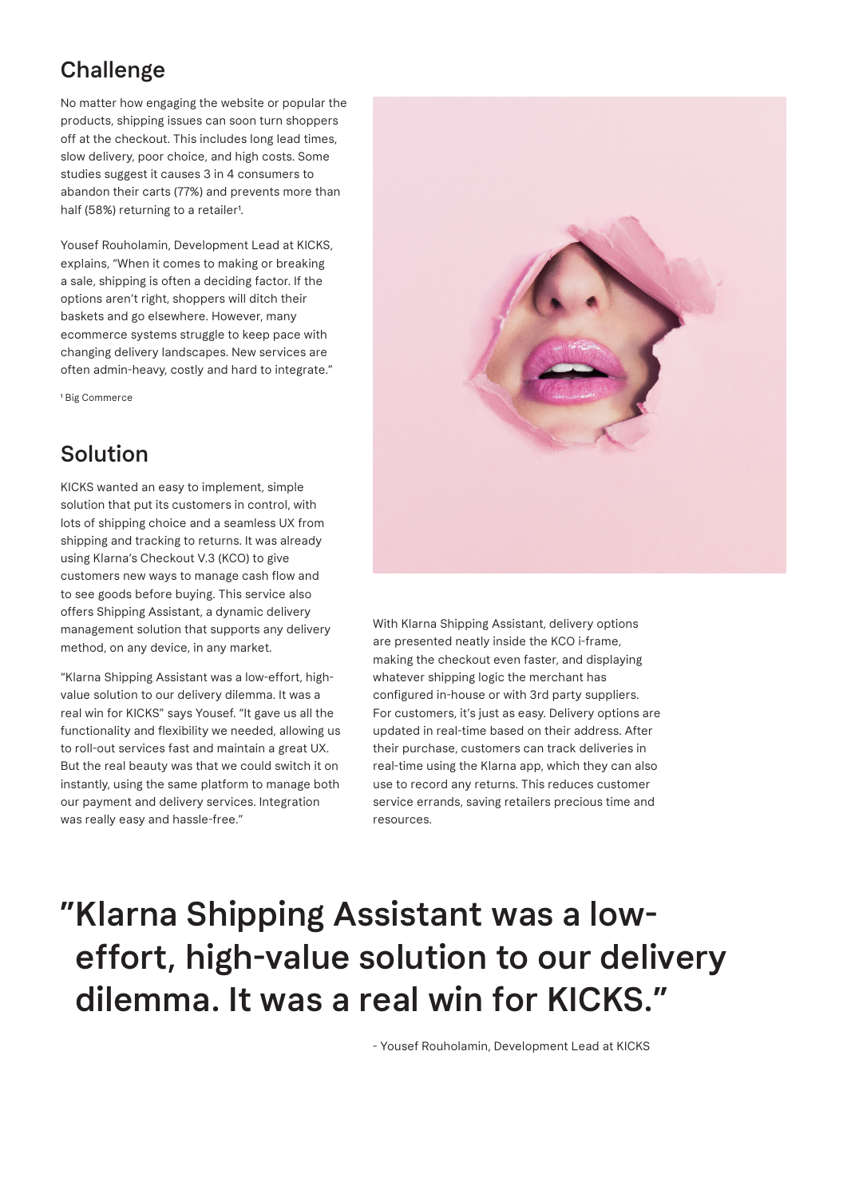## Challenge

No matter how engaging the website or popular the products, shipping issues can soon turn shoppers off at the checkout. This includes long lead times, slow delivery, poor choice, and high costs. Some studies suggest it causes 3 in 4 consumers to abandon their carts (77%) and prevents more than half (58%) returning to a retailer[1].

Yousef Rouholamin, Development Lead at KICKS, explains, "When it comes to making or breaking a sale, shipping is often a deciding factor. If the options aren't right, shoppers will ditch their baskets and go elsewhere. However, many ecommerce systems struggle to keep pace with changing delivery landscapes. New services are often admin-heavy, costly and hard to integrate."

[1] Big Commerce

## Solution

KICKS wanted an easy to implement, simple solution that put its customers in control, with lots of shipping choice and a seamless UX from shipping and tracking to returns. It was already using Klarna's Checkout V.3 (KCO) to give customers new ways to manage cash flow and to see goods before buying. This service also offers Shipping Assistant, a dynamic delivery management solution that supports any delivery method, on any device, in any market.

"Klarna Shipping Assistant was a low-effort, high-value solution to our delivery dilemma. It was a real win for KICKS" says Yousef. "It gave us all the functionality and flexibility we needed, allowing us to roll-out services fast and maintain a great UX. But the real beauty was that we could switch it on instantly, using the same platform to manage both our payment and delivery services. Integration was really easy and hassle-free."

With Klarna Shipping Assistant, delivery options are presented neatly inside the KCO i-frame, making the checkout even faster, and displaying whatever shipping logic the merchant has configured in-house or with 3rd party suppliers. For customers, it's just as easy. Delivery options are updated in real-time based on their address. After their purchase, customers can track deliveries in real-time using the Klarna app, which they can also use to record any returns. This reduces customer service errands, saving retailers precious time and resources.

> "Klarna Shipping Assistant was a low-effort, high-value solution to our delivery dilemma. It was a real win for KICKS."
>
> \- Yousef Rouholamin, Development Lead at KICKS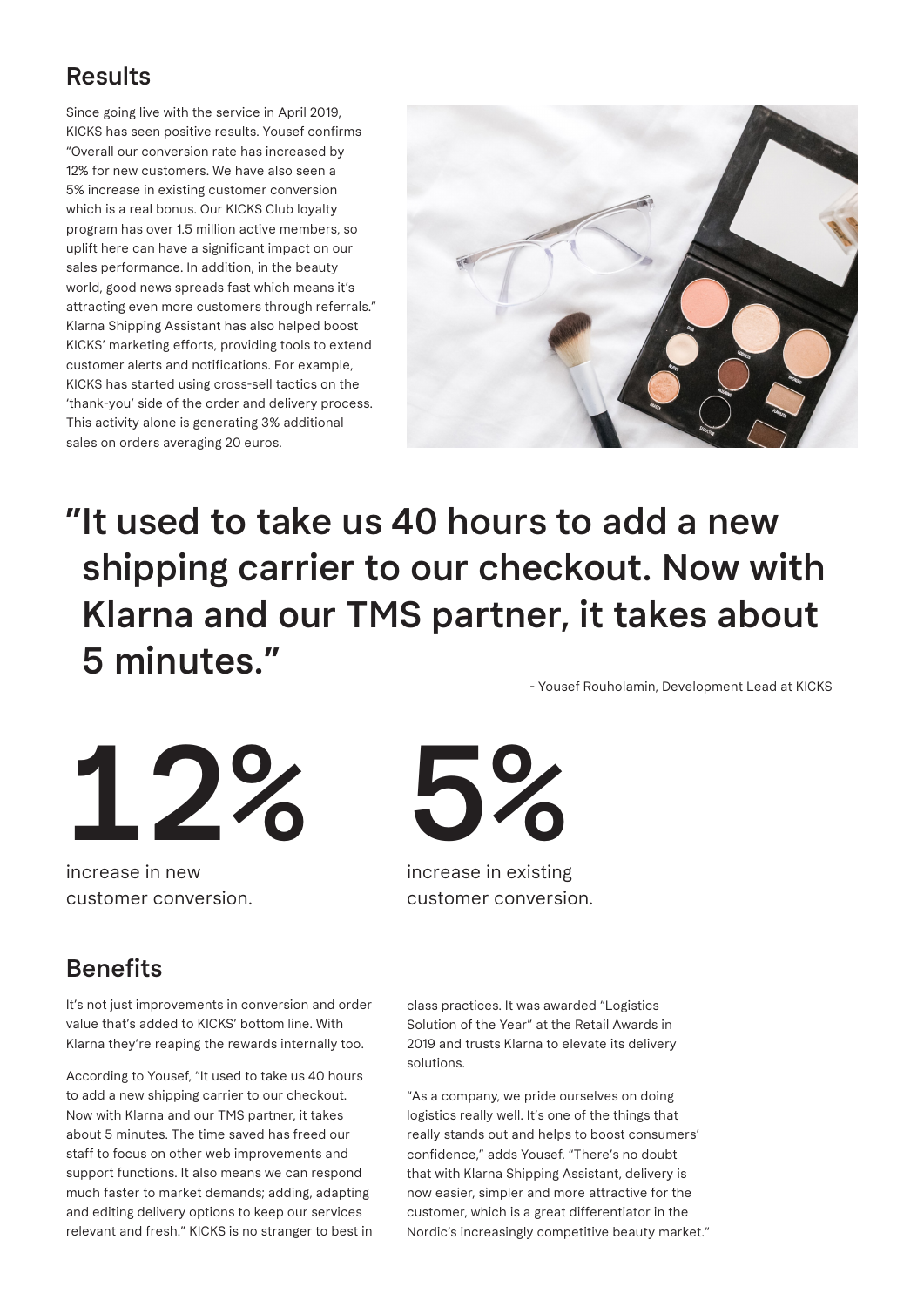## Results

Since going live with the service in April 2019, KICKS has seen positive results. Yousef confirms "Overall our conversion rate has increased by 12% for new customers. We have also seen a 5% increase in existing customer conversion which is a real bonus. Our KICKS Club loyalty program has over 1.5 million active members, so uplift here can have a significant impact on our sales performance. In addition, in the beauty world, good news spreads fast which means it's attracting even more customers through referrals." Klarna Shipping Assistant has also helped boost KICKS' marketing efforts, providing tools to extend customer alerts and notifications. For example, KICKS has started using cross-sell tactics on the 'thank-you' side of the order and delivery process. This activity alone is generating 3% additional sales on orders averaging 20 euros.

> "It used to take us 40 hours to add a new shipping carrier to our checkout. Now with Klarna and our TMS partner, it takes about 5 minutes."
>
> \- Yousef Rouholamin, Development Lead at KICKS

**12%**

increase in new customer conversion.

**5%**

increase in existing customer conversion.

## Benefits

It's not just improvements in conversion and order value that's added to KICKS' bottom line. With Klarna they're reaping the rewards internally too.

According to Yousef, "It used to take us 40 hours to add a new shipping carrier to our checkout. Now with Klarna and our TMS partner, it takes about 5 minutes. The time saved has freed our staff to focus on other web improvements and support functions. It also means we can respond much faster to market demands; adding, adapting and editing delivery options to keep our services relevant and fresh." KICKS is no stranger to best in class practices. It was awarded "Logistics Solution of the Year" at the Retail Awards in 2019 and trusts Klarna to elevate its delivery solutions.

"As a company, we pride ourselves on doing logistics really well. It's one of the things that really stands out and helps to boost consumers' confidence," adds Yousef. "There's no doubt that with Klarna Shipping Assistant, delivery is now easier, simpler and more attractive for the customer, which is a great differentiator in the Nordic's increasingly competitive beauty market."